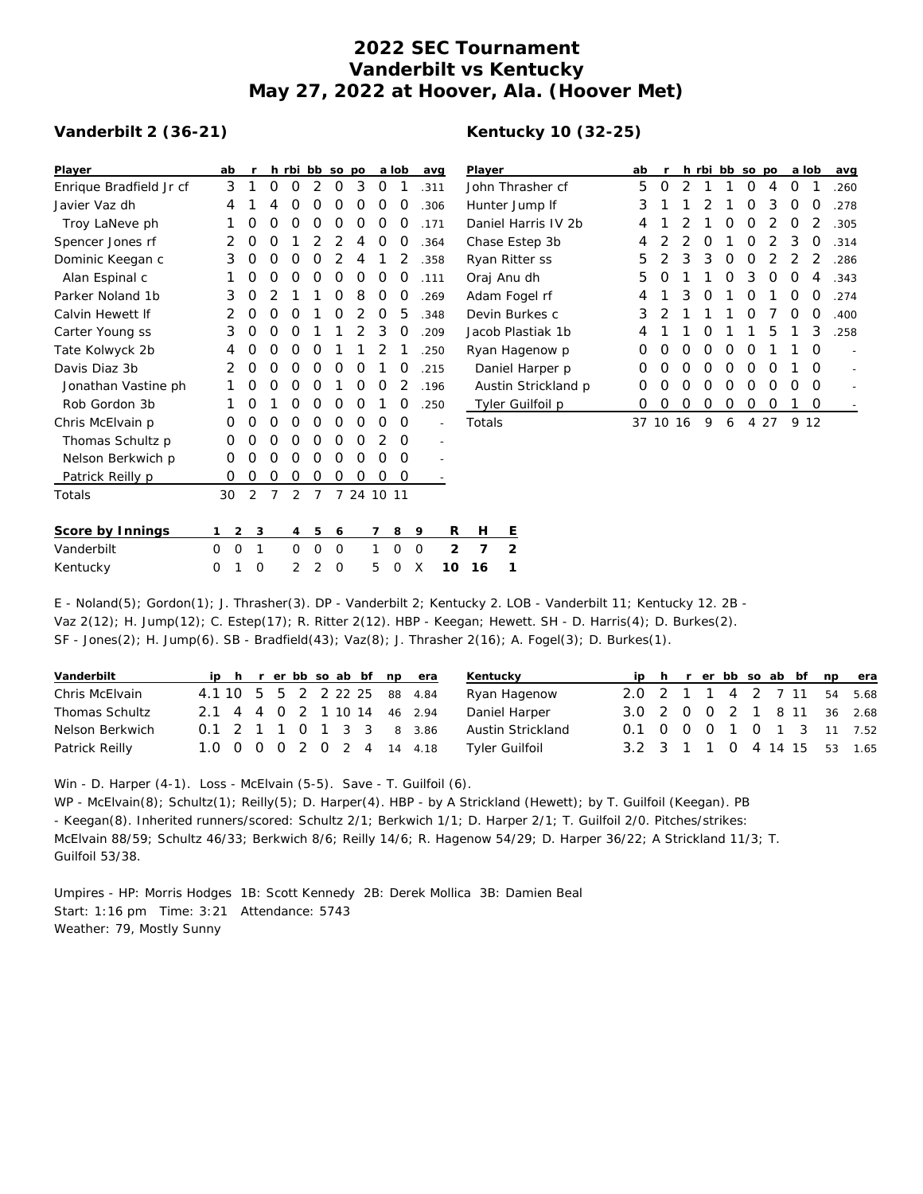# 2022 SEC Tournament
# Vanderbilt vs Kentucky
# May 27, 2022 at Hoover, Ala. (Hoover Met)

## Vanderbilt 2 (36-21)

| Player | ab | r | h | rbi | bb | so | po | a | lob | avg |
|---|---|---|---|---|---|---|---|---|---|---|
| Enrique Bradfield Jr cf | 3 | 1 | 0 | 0 | 2 | 0 | 3 | 0 | 1 | .311 |
| Javier Vaz dh | 4 | 1 | 4 | 0 | 0 | 0 | 0 | 0 | 0 | .306 |
| Troy LaNeve ph | 1 | 0 | 0 | 0 | 0 | 0 | 0 | 0 | 0 | .171 |
| Spencer Jones rf | 2 | 0 | 0 | 1 | 2 | 2 | 4 | 0 | 0 | .364 |
| Dominic Keegan c | 3 | 0 | 0 | 0 | 0 | 2 | 4 | 1 | 2 | .358 |
| Alan Espinal c | 1 | 0 | 0 | 0 | 0 | 0 | 0 | 0 | 0 | .111 |
| Parker Noland 1b | 3 | 0 | 2 | 1 | 1 | 0 | 8 | 0 | 0 | .269 |
| Calvin Hewett lf | 2 | 0 | 0 | 0 | 1 | 0 | 2 | 0 | 5 | .348 |
| Carter Young ss | 3 | 0 | 0 | 0 | 1 | 1 | 2 | 3 | 0 | .209 |
| Tate Kolwyck 2b | 4 | 0 | 0 | 0 | 0 | 1 | 1 | 2 | 1 | .250 |
| Davis Diaz 3b | 2 | 0 | 0 | 0 | 0 | 0 | 0 | 1 | 0 | .215 |
| Jonathan Vastine ph | 1 | 0 | 0 | 0 | 0 | 1 | 0 | 0 | 2 | .196 |
| Rob Gordon 3b | 1 | 0 | 1 | 0 | 0 | 0 | 0 | 1 | 0 | .250 |
| Chris McElvain p | 0 | 0 | 0 | 0 | 0 | 0 | 0 | 0 | 0 | - |
| Thomas Schultz p | 0 | 0 | 0 | 0 | 0 | 0 | 0 | 2 | 0 | - |
| Nelson Berkwich p | 0 | 0 | 0 | 0 | 0 | 0 | 0 | 0 | 0 | - |
| Patrick Reilly p | 0 | 0 | 0 | 0 | 0 | 0 | 0 | 0 | 0 | - |
| Totals | 30 | 2 | 7 | 2 | 7 | 7 | 24 | 10 | 11 | |

## Kentucky 10 (32-25)

| Player | ab | r | h | rbi | bb | so | po | a | lob | avg |
|---|---|---|---|---|---|---|---|---|---|---|
| John Thrasher cf | 5 | 0 | 2 | 1 | 1 | 0 | 4 | 0 | 1 | .260 |
| Hunter Jump lf | 3 | 1 | 1 | 2 | 1 | 0 | 3 | 0 | 0 | .278 |
| Daniel Harris IV 2b | 4 | 1 | 2 | 1 | 0 | 0 | 2 | 0 | 2 | .305 |
| Chase Estep 3b | 4 | 2 | 2 | 0 | 1 | 0 | 2 | 3 | 0 | .314 |
| Ryan Ritter ss | 5 | 2 | 3 | 3 | 0 | 0 | 2 | 2 | 2 | .286 |
| Oraj Anu dh | 5 | 0 | 1 | 1 | 0 | 3 | 0 | 0 | 4 | .343 |
| Adam Fogel rf | 4 | 1 | 3 | 0 | 1 | 0 | 1 | 0 | 0 | .274 |
| Devin Burkes c | 3 | 2 | 1 | 1 | 1 | 0 | 7 | 0 | 0 | .400 |
| Jacob Plastiak 1b | 4 | 1 | 1 | 0 | 1 | 1 | 5 | 1 | 3 | .258 |
| Ryan Hagenow p | 0 | 0 | 0 | 0 | 0 | 0 | 1 | 1 | 0 | - |
| Daniel Harper p | 0 | 0 | 0 | 0 | 0 | 0 | 0 | 1 | 0 | - |
| Austin Strickland p | 0 | 0 | 0 | 0 | 0 | 0 | 0 | 0 | 0 | - |
| Tyler Guilfoil p | 0 | 0 | 0 | 0 | 0 | 0 | 0 | 1 | 0 | - |
| Totals | 37 | 10 | 16 | 9 | 6 | 4 | 27 | 9 | 12 | |

| Score by Innings | 1 | 2 | 3 | 4 | 5 | 6 | 7 | 8 | 9 | R | H | E |
|---|---|---|---|---|---|---|---|---|---|---|---|---|
| Vanderbilt | 0 | 0 | 1 | 0 | 0 | 0 | 1 | 0 | 0 | 2 | 7 | 2 |
| Kentucky | 0 | 1 | 0 | 2 | 2 | 0 | 5 | 0 | X | 10 | 16 | 1 |

E - Noland(5); Gordon(1); J. Thrasher(3). DP - Vanderbilt 2; Kentucky 2. LOB - Vanderbilt 11; Kentucky 12. 2B - Vaz 2(12); H. Jump(12); C. Estep(17); R. Ritter 2(12). HBP - Keegan; Hewett. SH - D. Harris(4); D. Burkes(2). SF - Jones(2); H. Jump(6). SB - Bradfield(43); Vaz(8); J. Thrasher 2(16); A. Fogel(3); D. Burkes(1).

| Vanderbilt | ip | h | r | er | bb | so | ab | bf | np | era |
|---|---|---|---|---|---|---|---|---|---|---|
| Chris McElvain | 4.1 | 10 | 5 | 5 | 2 | 2 | 22 | 25 | 88 | 4.84 |
| Thomas Schultz | 2.1 | 4 | 4 | 0 | 2 | 1 | 10 | 14 | 46 | 2.94 |
| Nelson Berkwich | 0.1 | 2 | 1 | 1 | 0 | 1 | 3 | 3 | 8 | 3.86 |
| Patrick Reilly | 1.0 | 0 | 0 | 0 | 2 | 0 | 2 | 4 | 14 | 4.18 |

| Kentucky | ip | h | r | er | bb | so | ab | bf | np | era |
|---|---|---|---|---|---|---|---|---|---|---|
| Ryan Hagenow | 2.0 | 2 | 1 | 1 | 4 | 2 | 7 | 11 | 54 | 5.68 |
| Daniel Harper | 3.0 | 2 | 0 | 0 | 2 | 1 | 8 | 11 | 36 | 2.68 |
| Austin Strickland | 0.1 | 0 | 0 | 0 | 1 | 0 | 1 | 3 | 11 | 7.52 |
| Tyler Guilfoil | 3.2 | 3 | 1 | 1 | 0 | 4 | 14 | 15 | 53 | 1.65 |

Win - D. Harper (4-1). Loss - McElvain (5-5). Save - T. Guilfoil (6).
WP - McElvain(8); Schultz(1); Reilly(5); D. Harper(4). HBP - by A Strickland (Hewett); by T. Guilfoil (Keegan). PB - Keegan(8). Inherited runners/scored: Schultz 2/1; Berkwich 1/1; D. Harper 2/1; T. Guilfoil 2/0. Pitches/strikes: McElvain 88/59; Schultz 46/33; Berkwich 8/6; Reilly 14/6; R. Hagenow 54/29; D. Harper 36/22; A Strickland 11/3; T. Guilfoil 53/38.

Umpires - HP: Morris Hodges 1B: Scott Kennedy 2B: Derek Mollica 3B: Damien Beal
Start: 1:16 pm Time: 3:21 Attendance: 5743
Weather: 79, Mostly Sunny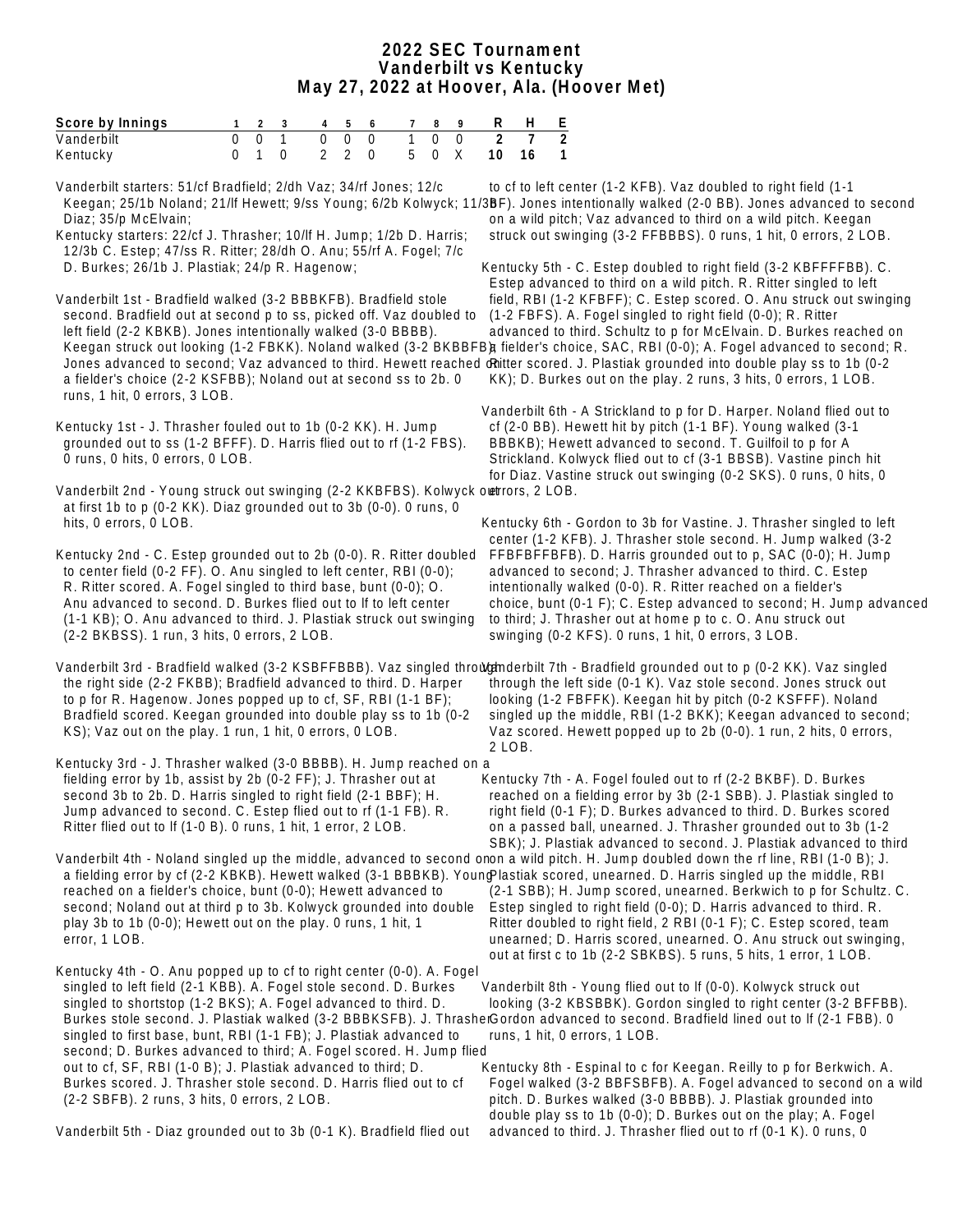# 2022 SEC Tournament
# Vanderbilt vs Kentucky
# May 27, 2022 at Hoover, Ala. (Hoover Met)

| Score by Innings | 1 | 2 | 3 | 4 | 5 | 6 | 7 | 8 | 9 | R | H | E |
|---|---|---|---|---|---|---|---|---|---|---|---|---|
| Vanderbilt | 0 | 0 | 1 | 0 | 0 | 0 | 1 | 0 | 0 | 2 | 7 | 2 |
| Kentucky | 0 | 1 | 0 | 2 | 2 | 0 | 5 | 0 | X | 10 | 16 | 1 |

Vanderbilt starters: 51/cf Bradfield; 2/dh Vaz; 34/rf Jones; 12/c Keegan; 25/1b Noland; 21/lf Hewett; 9/ss Young; 6/2b Kolwyck; 11/3b Diaz; 35/p McElvain;

Kentucky starters: 22/cf J. Thrasher; 10/lf H. Jump; 1/2b D. Harris; 12/3b C. Estep; 47/ss R. Ritter; 28/dh O. Anu; 55/rf A. Fogel; 7/c D. Burkes; 26/1b J. Plastiak; 24/p R. Hagenow;

Vanderbilt 1st - Bradfield walked (3-2 BBBKFB). Bradfield stole second. Bradfield out at second p to ss, picked off. Vaz doubled to left field (2-2 KBKB). Jones intentionally walked (3-0 BBBB). Keegan struck out looking (1-2 FBKK). Noland walked (3-2 BKBBFB); Jones advanced to second; Vaz advanced to third. Hewett reached on a fielder's choice (2-2 KSFBB); Noland out at second ss to 2b. 0 runs, 1 hit, 0 errors, 3 LOB.

Kentucky 1st - J. Thrasher fouled out to 1b (0-2 KK). H. Jump grounded out to ss (1-2 BFFF). D. Harris flied out to rf (1-2 FBS). 0 runs, 0 hits, 0 errors, 0 LOB.

Vanderbilt 2nd - Young struck out swinging (2-2 KKBFBS). Kolwyck out at first 1b to p (0-2 KK). Diaz grounded out to 3b (0-0). 0 runs, 0 hits, 0 errors, 0 LOB.

Kentucky 2nd - C. Estep grounded out to 2b (0-0). R. Ritter doubled to center field (0-2 FF). O. Anu singled to left center, RBI (0-0); R. Ritter scored. A. Fogel singled to third base, bunt (0-0); O. Anu advanced to second. D. Burkes flied out to lf to left center (1-1 KB); O. Anu advanced to third. J. Plastiak struck out swinging (2-2 BKBSS). 1 run, 3 hits, 0 errors, 2 LOB.

Vanderbilt 3rd - Bradfield walked (3-2 KSBFFBBB). Vaz singled through the right side (2-2 FKBB); Bradfield advanced to third. D. Harper to p for R. Hagenow. Jones popped up to cf, SF, RBI (1-1 BF); Bradfield scored. Keegan grounded into double play ss to 1b (0-2 KS); Vaz out on the play. 1 run, 1 hit, 0 errors, 0 LOB.

Kentucky 3rd - J. Thrasher walked (3-0 BBBB). H. Jump reached on a fielding error by 1b, assist by 2b (0-2 FF); J. Thrasher out at second 3b to 2b. D. Harris singled to right field (2-1 BBF); H. Jump advanced to second. C. Estep flied out to rf (1-1 FB). R. Ritter flied out to lf (1-0 B). 0 runs, 1 hit, 1 error, 2 LOB.

Vanderbilt 4th - Noland singled up the middle, advanced to second on a fielding error by cf (2-2 KBKB). Hewett walked (3-1 BBBKB). Young reached on a fielder's choice, bunt (0-0); Hewett advanced to second; Noland out at third p to 3b. Kolwyck grounded into double play 3b to 1b (0-0); Hewett out on the play. 0 runs, 1 hit, 1 error, 1 LOB.

Kentucky 4th - O. Anu popped up to cf to right center (0-0). A. Fogel singled to left field (2-1 KBB). A. Fogel stole second. D. Burkes singled to shortstop (1-2 BKS); A. Fogel advanced to third. D. Burkes stole second. J. Plastiak walked (3-2 BBBKSFB). J. Thrasher singled to first base, bunt, RBI (1-1 FB); J. Plastiak advanced to second; D. Burkes advanced to third; A. Fogel scored. H. Jump flied out to cf, SF, RBI (1-0 B); J. Plastiak advanced to third; D. Burkes scored. J. Thrasher stole second. D. Harris flied out to cf (2-2 SBFB). 2 runs, 3 hits, 0 errors, 2 LOB.

Vanderbilt 5th - Diaz grounded out to 3b (0-1 K). Bradfield flied out to cf to left center (1-2 KFB). Vaz doubled to right field (1-1 BF). Jones intentionally walked (2-0 BB). Jones advanced to second on a wild pitch; Vaz advanced to third on a wild pitch. Keegan struck out swinging (3-2 FFBBBS). 0 runs, 1 hit, 0 errors, 2 LOB.

Kentucky 5th - C. Estep doubled to right field (3-2 KBFFFFBB). C. Estep advanced to third on a wild pitch. R. Ritter singled to left field, RBI (1-2 KFBFF); C. Estep scored. O. Anu struck out swinging (1-2 FBFS). A. Fogel singled to right field (0-0); R. Ritter advanced to third. Schultz to p for McElvain. D. Burkes reached on a fielder's choice, SAC, RBI (0-0); A. Fogel advanced to second; R. Ritter scored. J. Plastiak grounded into double play ss to 1b (0-2 KK); D. Burkes out on the play. 2 runs, 3 hits, 0 errors, 1 LOB.

Vanderbilt 6th - A Strickland to p for D. Harper. Noland flied out to cf (2-0 BB). Hewett hit by pitch (1-1 BF). Young walked (3-1 BBBKB); Hewett advanced to second. T. Guilfoil to p for A Strickland. Kolwyck flied out to cf (3-1 BBSB). Vastine pinch hit for Diaz. Vastine struck out swinging (0-2 SKS). 0 runs, 0 hits, 0 errors, 2 LOB.

Kentucky 6th - Gordon to 3b for Vastine. J. Thrasher singled to left center (1-2 KFB). J. Thrasher stole second. H. Jump walked (3-2 FFBFBFFBFB). D. Harris grounded out to p, SAC (0-0); H. Jump advanced to second; J. Thrasher advanced to third. C. Estep intentionally walked (0-0). R. Ritter reached on a fielder's choice, bunt (0-1 F); C. Estep advanced to second; H. Jump advanced to third; J. Thrasher out at home p to c. O. Anu struck out swinging (0-2 KFS). 0 runs, 1 hit, 0 errors, 3 LOB.

Vanderbilt 7th - Bradfield grounded out to p (0-2 KK). Vaz singled through the left side (0-1 K). Vaz stole second. Jones struck out looking (1-2 FBFFK). Keegan hit by pitch (0-2 KSFFF). Noland singled up the middle, RBI (1-2 BKK); Keegan advanced to second; Vaz scored. Hewett popped up to 2b (0-0). 1 run, 2 hits, 0 errors, 2 LOB.

Kentucky 7th - A. Fogel fouled out to rf (2-2 BKBF). D. Burkes reached on a fielding error by 3b (2-1 SBB). J. Plastiak singled to right field (0-1 F); D. Burkes advanced to third. D. Burkes scored on a passed ball, unearned. J. Thrasher grounded out to 3b (1-2 SBK); J. Plastiak advanced to second. J. Plastiak advanced to third on a wild pitch. H. Jump doubled down the rf line, RBI (1-0 B); J. Plastiak scored, unearned. D. Harris singled up the middle, RBI (2-1 SBB); H. Jump scored, unearned. Berkwich to p for Schultz. C. Estep singled to right field (0-0); D. Harris advanced to third. R. Ritter doubled to right field, 2 RBI (0-1 F); C. Estep scored, team unearned; D. Harris scored, unearned. O. Anu struck out swinging, out at first c to 1b (2-2 SBKBS). 5 runs, 5 hits, 1 error, 1 LOB.

Vanderbilt 8th - Young flied out to lf (0-0). Kolwyck struck out looking (3-2 KBSBBK). Gordon singled to right center (3-2 BFFBB). Gordon advanced to second. Bradfield lined out to lf (2-1 FBB). 0 runs, 1 hit, 0 errors, 1 LOB.

Kentucky 8th - Espinal to c for Keegan. Reilly to p for Berkwich. A. Fogel walked (3-2 BBFSBFB). A. Fogel advanced to second on a wild pitch. D. Burkes walked (3-0 BBBB). J. Plastiak grounded into double play ss to 1b (0-0); D. Burkes out on the play; A. Fogel advanced to third. J. Thrasher flied out to rf (0-1 K). 0 runs, 0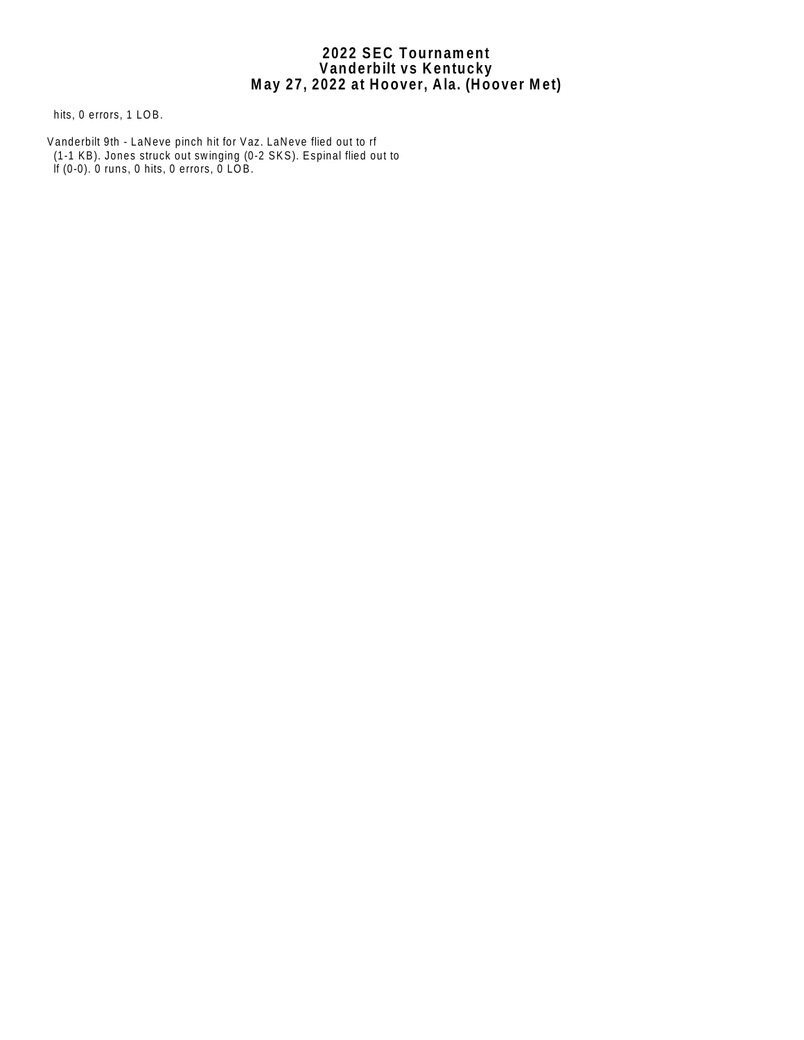hits, 0 errors, 1 LOB.

Vanderbilt 9th - LaNeve pinch hit for Vaz. LaNeve flied out to rf (1-1 KB). Jones struck out swinging (0-2 SKS). Espinal flied out to lf (0-0). 0 runs, 0 hits, 0 errors, 0 LOB.